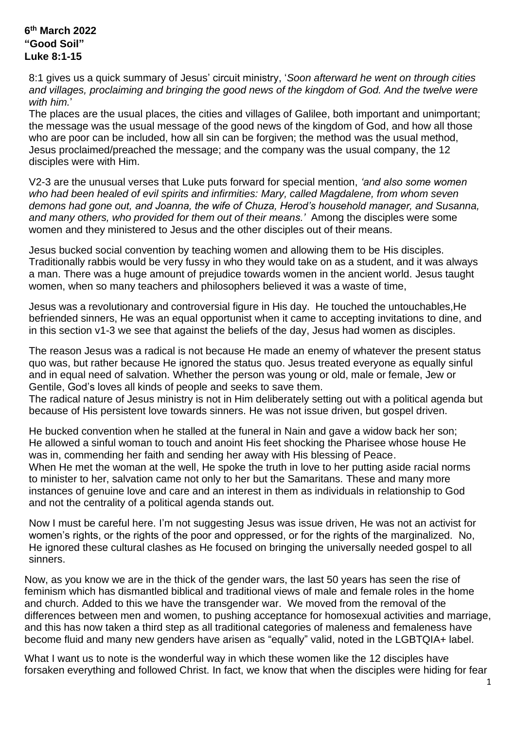**6th March 2022**
**"Good Soil"**
**Luke 8:1-15**

8:1 gives us a quick summary of Jesus' circuit ministry, '*Soon afterward he went on through cities and villages, proclaiming and bringing the good news of the kingdom of God. And the twelve were with him.*'

The places are the usual places, the cities and villages of Galilee, both important and unimportant; the message was the usual message of the good news of the kingdom of God, and how all those who are poor can be included, how all sin can be forgiven; the method was the usual method, Jesus proclaimed/preached the message; and the company was the usual company, the 12 disciples were with Him.

V2-3 are the unusual verses that Luke puts forward for special mention, *'and also some women who had been healed of evil spirits and infirmities: Mary, called Magdalene, from whom seven demons had gone out, and Joanna, the wife of Chuza, Herod's household manager, and Susanna, and many others, who provided for them out of their means.'* Among the disciples were some women and they ministered to Jesus and the other disciples out of their means.

Jesus bucked social convention by teaching women and allowing them to be His disciples. Traditionally rabbis would be very fussy in who they would take on as a student, and it was always a man. There was a huge amount of prejudice towards women in the ancient world. Jesus taught women, when so many teachers and philosophers believed it was a waste of time,

Jesus was a revolutionary and controversial figure in His day. He touched the untouchables,He befriended sinners, He was an equal opportunist when it came to accepting invitations to dine, and in this section v1-3 we see that against the beliefs of the day, Jesus had women as disciples.

The reason Jesus was a radical is not because He made an enemy of whatever the present status quo was, but rather because He ignored the status quo. Jesus treated everyone as equally sinful and in equal need of salvation. Whether the person was young or old, male or female, Jew or Gentile, God's loves all kinds of people and seeks to save them.
The radical nature of Jesus ministry is not in Him deliberately setting out with a political agenda but because of His persistent love towards sinners. He was not issue driven, but gospel driven.

He bucked convention when he stalled at the funeral in Nain and gave a widow back her son; He allowed a sinful woman to touch and anoint His feet shocking the Pharisee whose house He was in, commending her faith and sending her away with His blessing of Peace.
When He met the woman at the well, He spoke the truth in love to her putting aside racial norms to minister to her, salvation came not only to her but the Samaritans. These and many more instances of genuine love and care and an interest in them as individuals in relationship to God and not the centrality of a political agenda stands out.

Now I must be careful here. I'm not suggesting Jesus was issue driven, He was not an activist for women's rights, or the rights of the poor and oppressed, or for the rights of the marginalized. No, He ignored these cultural clashes as He focused on bringing the universally needed gospel to all sinners.

Now, as you know we are in the thick of the gender wars, the last 50 years has seen the rise of feminism which has dismantled biblical and traditional views of male and female roles in the home and church. Added to this we have the transgender war. We moved from the removal of the differences between men and women, to pushing acceptance for homosexual activities and marriage, and this has now taken a third step as all traditional categories of maleness and femaleness have become fluid and many new genders have arisen as "equally" valid, noted in the LGBTQIA+ label.

What I want us to note is the wonderful way in which these women like the 12 disciples have forsaken everything and followed Christ. In fact, we know that when the disciples were hiding for fear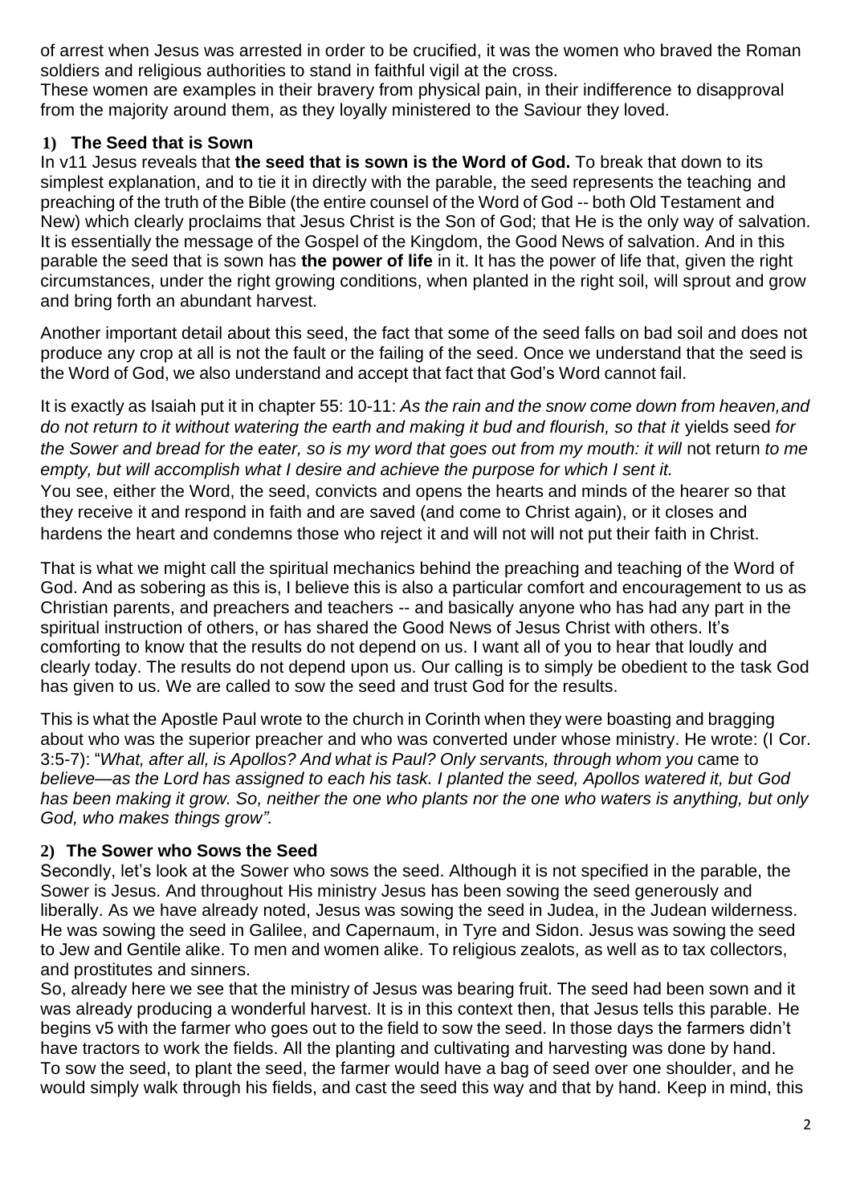of arrest when Jesus was arrested in order to be crucified, it was the women who braved the Roman soldiers and religious authorities to stand in faithful vigil at the cross.
These women are examples in their bravery from physical pain, in their indifference to disapproval from the majority around them, as they loyally ministered to the Saviour they loved.

### 1) The Seed that is Sown

In v11 Jesus reveals that **the seed that is sown is the Word of God.** To break that down to its simplest explanation, and to tie it in directly with the parable, the seed represents the teaching and preaching of the truth of the Bible (the entire counsel of the Word of God -- both Old Testament and New) which clearly proclaims that Jesus Christ is the Son of God; that He is the only way of salvation. It is essentially the message of the Gospel of the Kingdom, the Good News of salvation. And in this parable the seed that is sown has **the power of life** in it. It has the power of life that, given the right circumstances, under the right growing conditions, when planted in the right soil, will sprout and grow and bring forth an abundant harvest.

Another important detail about this seed, the fact that some of the seed falls on bad soil and does not produce any crop at all is not the fault or the failing of the seed. Once we understand that the seed is the Word of God, we also understand and accept that fact that God's Word cannot fail.

It is exactly as Isaiah put it in chapter 55: 10-11: *As the rain and the snow come down from heaven, and do not return to it without watering the earth and making it bud and flourish, so that it* yields seed *for the Sower and bread for the eater, so is my word that goes out from my mouth: it will* not return *to me empty, but will accomplish what I desire and achieve the purpose for which I sent it.*
You see, either the Word, the seed, convicts and opens the hearts and minds of the hearer so that they receive it and respond in faith and are saved (and come to Christ again), or it closes and hardens the heart and condemns those who reject it and will not will not put their faith in Christ.

That is what we might call the spiritual mechanics behind the preaching and teaching of the Word of God. And as sobering as this is, I believe this is also a particular comfort and encouragement to us as Christian parents, and preachers and teachers -- and basically anyone who has had any part in the spiritual instruction of others, or has shared the Good News of Jesus Christ with others. It's comforting to know that the results do not depend on us. I want all of you to hear that loudly and clearly today. The results do not depend upon us. Our calling is to simply be obedient to the task God has given to us. We are called to sow the seed and trust God for the results.

This is what the Apostle Paul wrote to the church in Corinth when they were boasting and bragging about who was the superior preacher and who was converted under whose ministry. He wrote: (I Cor. 3:5-7): "*What, after all, is Apollos? And what is Paul? Only servants, through whom you* came to *believe—as the Lord has assigned to each his task. I planted the seed, Apollos watered it, but God has been making it grow. So, neither the one who plants nor the one who waters is anything, but only God, who makes things grow".*

### 2) The Sower who Sows the Seed

Secondly, let's look at the Sower who sows the seed. Although it is not specified in the parable, the Sower is Jesus. And throughout His ministry Jesus has been sowing the seed generously and liberally. As we have already noted, Jesus was sowing the seed in Judea, in the Judean wilderness. He was sowing the seed in Galilee, and Capernaum, in Tyre and Sidon. Jesus was sowing the seed to Jew and Gentile alike. To men and women alike. To religious zealots, as well as to tax collectors, and prostitutes and sinners.
So, already here we see that the ministry of Jesus was bearing fruit. The seed had been sown and it was already producing a wonderful harvest. It is in this context then, that Jesus tells this parable. He begins v5 with the farmer who goes out to the field to sow the seed. In those days the farmers didn't have tractors to work the fields. All the planting and cultivating and harvesting was done by hand. To sow the seed, to plant the seed, the farmer would have a bag of seed over one shoulder, and he would simply walk through his fields, and cast the seed this way and that by hand. Keep in mind, this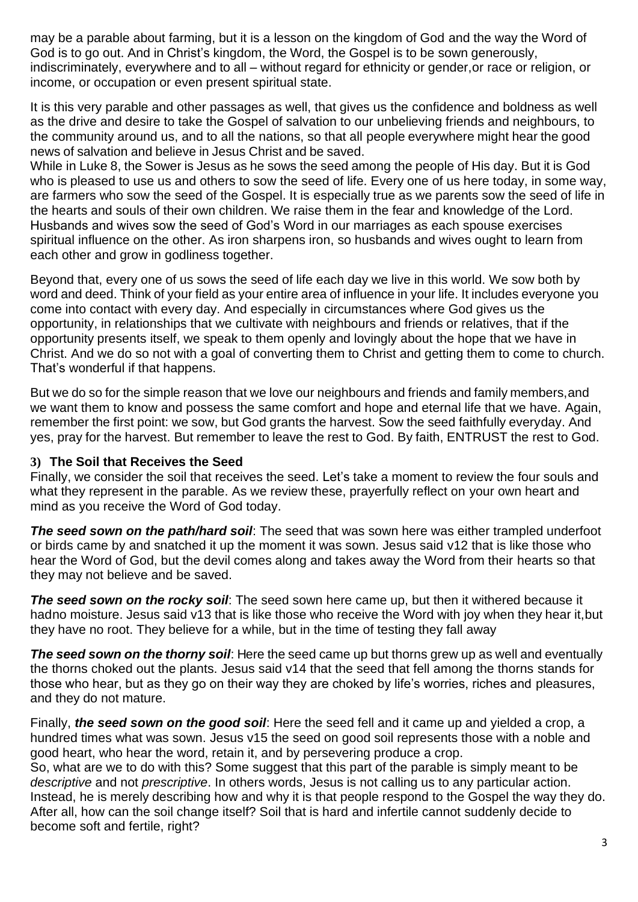may be a parable about farming, but it is a lesson on the kingdom of God and the way the Word of God is to go out. And in Christ's kingdom, the Word, the Gospel is to be sown generously, indiscriminately, everywhere and to all – without regard for ethnicity or gender,or race or religion, or income, or occupation or even present spiritual state.

It is this very parable and other passages as well, that gives us the confidence and boldness as well as the drive and desire to take the Gospel of salvation to our unbelieving friends and neighbours, to the community around us, and to all the nations, so that all people everywhere might hear the good news of salvation and believe in Jesus Christ and be saved.

While in Luke 8, the Sower is Jesus as he sows the seed among the people of His day. But it is God who is pleased to use us and others to sow the seed of life. Every one of us here today, in some way, are farmers who sow the seed of the Gospel. It is especially true as we parents sow the seed of life in the hearts and souls of their own children. We raise them in the fear and knowledge of the Lord. Husbands and wives sow the seed of God's Word in our marriages as each spouse exercises spiritual influence on the other. As iron sharpens iron, so husbands and wives ought to learn from each other and grow in godliness together.

Beyond that, every one of us sows the seed of life each day we live in this world. We sow both by word and deed. Think of your field as your entire area of influence in your life. It includes everyone you come into contact with every day. And especially in circumstances where God gives us the opportunity, in relationships that we cultivate with neighbours and friends or relatives, that if the opportunity presents itself, we speak to them openly and lovingly about the hope that we have in Christ. And we do so not with a goal of converting them to Christ and getting them to come to church. That's wonderful if that happens.

But we do so for the simple reason that we love our neighbours and friends and family members,and we want them to know and possess the same comfort and hope and eternal life that we have. Again, remember the first point: we sow, but God grants the harvest. Sow the seed faithfully everyday. And yes, pray for the harvest. But remember to leave the rest to God. By faith, ENTRUST the rest to God.

### 3) The Soil that Receives the Seed

Finally, we consider the soil that receives the seed. Let's take a moment to review the four souls and what they represent in the parable. As we review these, prayerfully reflect on your own heart and mind as you receive the Word of God today.

***The seed sown on the path/hard soil***: The seed that was sown here was either trampled underfoot or birds came by and snatched it up the moment it was sown. Jesus said v12 that is like those who hear the Word of God, but the devil comes along and takes away the Word from their hearts so that they may not believe and be saved.

***The seed sown on the rocky soil***: The seed sown here came up, but then it withered because it hadno moisture. Jesus said v13 that is like those who receive the Word with joy when they hear it,but they have no root. They believe for a while, but in the time of testing they fall away

***The seed sown on the thorny soil***: Here the seed came up but thorns grew up as well and eventually the thorns choked out the plants. Jesus said v14 that the seed that fell among the thorns stands for those who hear, but as they go on their way they are choked by life's worries, riches and pleasures, and they do not mature.

Finally, ***the seed sown on the good soil***: Here the seed fell and it came up and yielded a crop, a hundred times what was sown. Jesus v15 the seed on good soil represents those with a noble and good heart, who hear the word, retain it, and by persevering produce a crop.

So, what are we to do with this? Some suggest that this part of the parable is simply meant to be *descriptive* and not *prescriptive*. In others words, Jesus is not calling us to any particular action. Instead, he is merely describing how and why it is that people respond to the Gospel the way they do. After all, how can the soil change itself? Soil that is hard and infertile cannot suddenly decide to become soft and fertile, right?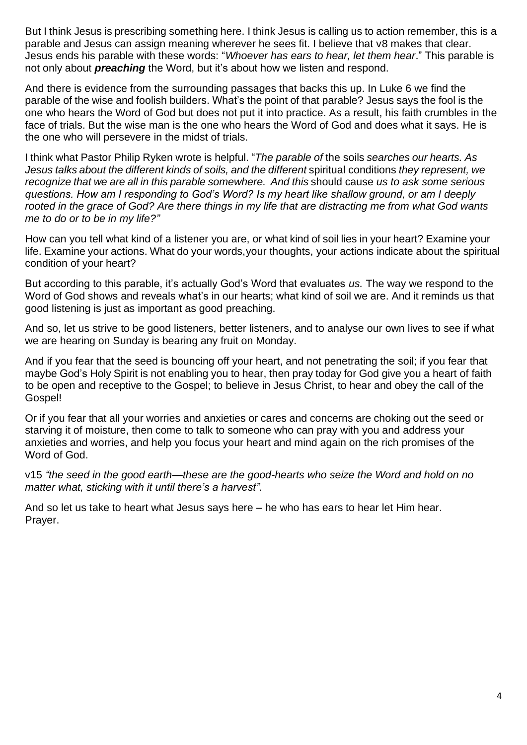But I think Jesus is prescribing something here. I think Jesus is calling us to action remember, this is a parable and Jesus can assign meaning wherever he sees fit. I believe that v8 makes that clear. Jesus ends his parable with these words: "*Whoever has ears to hear, let them hear*." This parable is not only about ***preaching*** the Word, but it's about how we listen and respond.

And there is evidence from the surrounding passages that backs this up. In Luke 6 we find the parable of the wise and foolish builders. What's the point of that parable? Jesus says the fool is the one who hears the Word of God but does not put it into practice. As a result, his faith crumbles in the face of trials. But the wise man is the one who hears the Word of God and does what it says. He is the one who will persevere in the midst of trials.

I think what Pastor Philip Ryken wrote is helpful. "*The parable of* the soils *searches our hearts. As Jesus talks about the different kinds of soils, and the different* spiritual conditions *they represent, we recognize that we are all in this parable somewhere. And this* should cause *us to ask some serious questions. How am I responding to God's Word? Is my heart like shallow ground, or am I deeply rooted in the grace of God? Are there things in my life that are distracting me from what God wants me to do or to be in my life?"*

How can you tell what kind of a listener you are, or what kind of soil lies in your heart? Examine your life. Examine your actions. What do your words,your thoughts, your actions indicate about the spiritual condition of your heart?

But according to this parable, it's actually God's Word that evaluates *us.* The way we respond to the Word of God shows and reveals what's in our hearts; what kind of soil we are. And it reminds us that good listening is just as important as good preaching.

And so, let us strive to be good listeners, better listeners, and to analyse our own lives to see if what we are hearing on Sunday is bearing any fruit on Monday.

And if you fear that the seed is bouncing off your heart, and not penetrating the soil; if you fear that maybe God's Holy Spirit is not enabling you to hear, then pray today for God give you a heart of faith to be open and receptive to the Gospel; to believe in Jesus Christ, to hear and obey the call of the Gospel!

Or if you fear that all your worries and anxieties or cares and concerns are choking out the seed or starving it of moisture, then come to talk to someone who can pray with you and address your anxieties and worries, and help you focus your heart and mind again on the rich promises of the Word of God.

v15 *"the seed in the good earth—these are the good-hearts who seize the Word and hold on no matter what, sticking with it until there's a harvest".*

And so let us take to heart what Jesus says here – he who has ears to hear let Him hear.
Prayer.